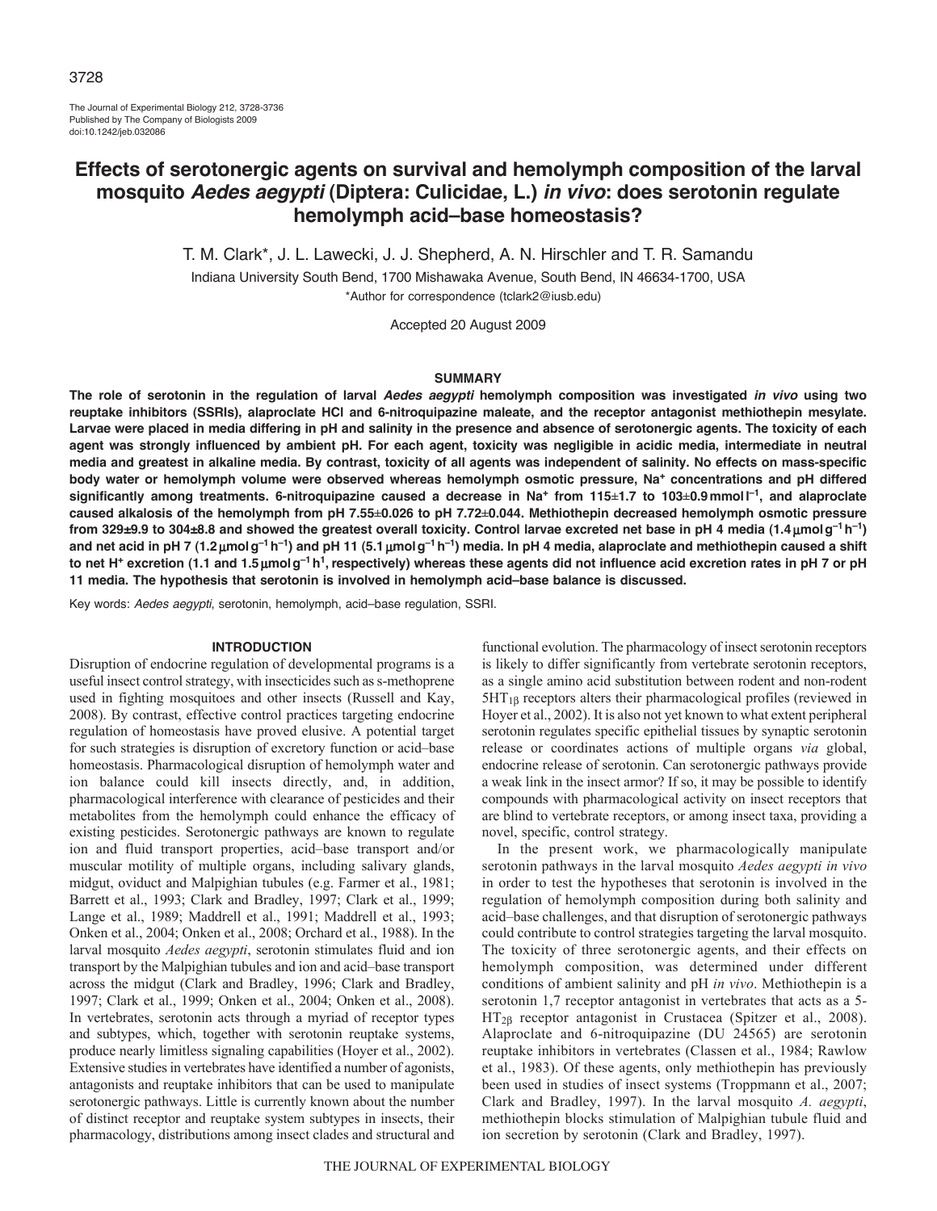# Effects of serotonergic agents on survival and hemolymph composition of the larval mosquito *Aedes aegypti* (Diptera: Culicidae, L.) *in vivo*: does serotonin regulate hemolymph acid–base homeostasis?

T. M. Clark*, J. L. Lawecki, J. J. Shepherd, A. N. Hirschler and T. R. Samandu

Indiana University South Bend, 1700 Mishawaka Avenue, South Bend, IN 46634-1700, USA

*Author for correspondence (tclark2@iusb.edu)

Accepted 20 August 2009

## SUMMARY

**The role of serotonin in the regulation of larval *Aedes aegypti* hemolymph composition was investigated *in vivo* using two reuptake inhibitors (SSRIs), alaproclate HCl and 6-nitroquipazine maleate, and the receptor antagonist methiothepin mesylate. Larvae were placed in media differing in pH and salinity in the presence and absence of serotonergic agents. The toxicity of each agent was strongly influenced by ambient pH. For each agent, toxicity was negligible in acidic media, intermediate in neutral media and greatest in alkaline media. By contrast, toxicity of all agents was independent of salinity. No effects on mass-specific body water or hemolymph volume were observed whereas hemolymph osmotic pressure, $Na^+$ concentrations and pH differed significantly among treatments. 6-nitroquipazine caused a decrease in $Na^+$ from 115±1.7 to 103±0.9 mmol $l^{-1}$, and alaproclate caused alkalosis of the hemolymph from pH 7.55±0.026 to pH 7.72±0.044. Methiothepin decreased hemolymph osmotic pressure from 329±9.9 to 304±8.8 and showed the greatest overall toxicity. Control larvae excreted net base in pH 4 media (1.4 μmol $g^{-1}$ $h^{-1}$) and net acid in pH 7 (1.2 μmol $g^{-1}$ $h^{-1}$) and pH 11 (5.1 μmol $g^{-1}$ $h^{-1}$) media. In pH 4 media, alaproclate and methiothepin caused a shift to net $H^+$ excretion (1.1 and 1.5 μmol $g^{-1}$ $h^{1}$, respectively) whereas these agents did not influence acid excretion rates in pH 7 or pH 11 media. The hypothesis that serotonin is involved in hemolymph acid–base balance is discussed.**

Key words: *Aedes aegypti*, serotonin, hemolymph, acid–base regulation, SSRI.

## INTRODUCTION

Disruption of endocrine regulation of developmental programs is a useful insect control strategy, with insecticides such as s-methoprene used in fighting mosquitoes and other insects (Russell and Kay, 2008). By contrast, effective control practices targeting endocrine regulation of homeostasis have proved elusive. A potential target for such strategies is disruption of excretory function or acid–base homeostasis. Pharmacological disruption of hemolymph water and ion balance could kill insects directly, and, in addition, pharmacological interference with clearance of pesticides and their metabolites from the hemolymph could enhance the efficacy of existing pesticides. Serotonergic pathways are known to regulate ion and fluid transport properties, acid–base transport and/or muscular motility of multiple organs, including salivary glands, midgut, oviduct and Malpighian tubules (e.g. Farmer et al., 1981; Barrett et al., 1993; Clark and Bradley, 1997; Clark et al., 1999; Lange et al., 1989; Maddrell et al., 1991; Maddrell et al., 1993; Onken et al., 2004; Onken et al., 2008; Orchard et al., 1988). In the larval mosquito *Aedes aegypti*, serotonin stimulates fluid and ion transport by the Malpighian tubules and ion and acid–base transport across the midgut (Clark and Bradley, 1996; Clark and Bradley, 1997; Clark et al., 1999; Onken et al., 2004; Onken et al., 2008). In vertebrates, serotonin acts through a myriad of receptor types and subtypes, which, together with serotonin reuptake systems, produce nearly limitless signaling capabilities (Hoyer et al., 2002). Extensive studies in vertebrates have identified a number of agonists, antagonists and reuptake inhibitors that can be used to manipulate serotonergic pathways. Little is currently known about the number of distinct receptor and reuptake system subtypes in insects, their pharmacology, distributions among insect clades and structural and functional evolution. The pharmacology of insect serotonin receptors is likely to differ significantly from vertebrate serotonin receptors, as a single amino acid substitution between rodent and non-rodent $5HT_{1\beta}$ receptors alters their pharmacological profiles (reviewed in Hoyer et al., 2002). It is also not yet known to what extent peripheral serotonin regulates specific epithelial tissues by synaptic serotonin release or coordinates actions of multiple organs *via* global, endocrine release of serotonin. Can serotonergic pathways provide a weak link in the insect armor? If so, it may be possible to identify compounds with pharmacological activity on insect receptors that are blind to vertebrate receptors, or among insect taxa, providing a novel, specific, control strategy.

In the present work, we pharmacologically manipulate serotonin pathways in the larval mosquito *Aedes aegypti in vivo* in order to test the hypotheses that serotonin is involved in the regulation of hemolymph composition during both salinity and acid–base challenges, and that disruption of serotonergic pathways could contribute to control strategies targeting the larval mosquito. The toxicity of three serotonergic agents, and their effects on hemolymph composition, was determined under different conditions of ambient salinity and pH *in vivo*. Methiothepin is a serotonin 1,7 receptor antagonist in vertebrates that acts as a 5-$HT_{2\beta}$ receptor antagonist in Crustacea (Spitzer et al., 2008). Alaproclate and 6-nitroquipazine (DU 24565) are serotonin reuptake inhibitors in vertebrates (Classen et al., 1984; Rawlow et al., 1983). Of these agents, only methiothepin has previously been used in studies of insect systems (Troppmann et al., 2007; Clark and Bradley, 1997). In the larval mosquito *A. aegypti*, methiothepin blocks stimulation of Malpighian tubule fluid and ion secretion by serotonin (Clark and Bradley, 1997).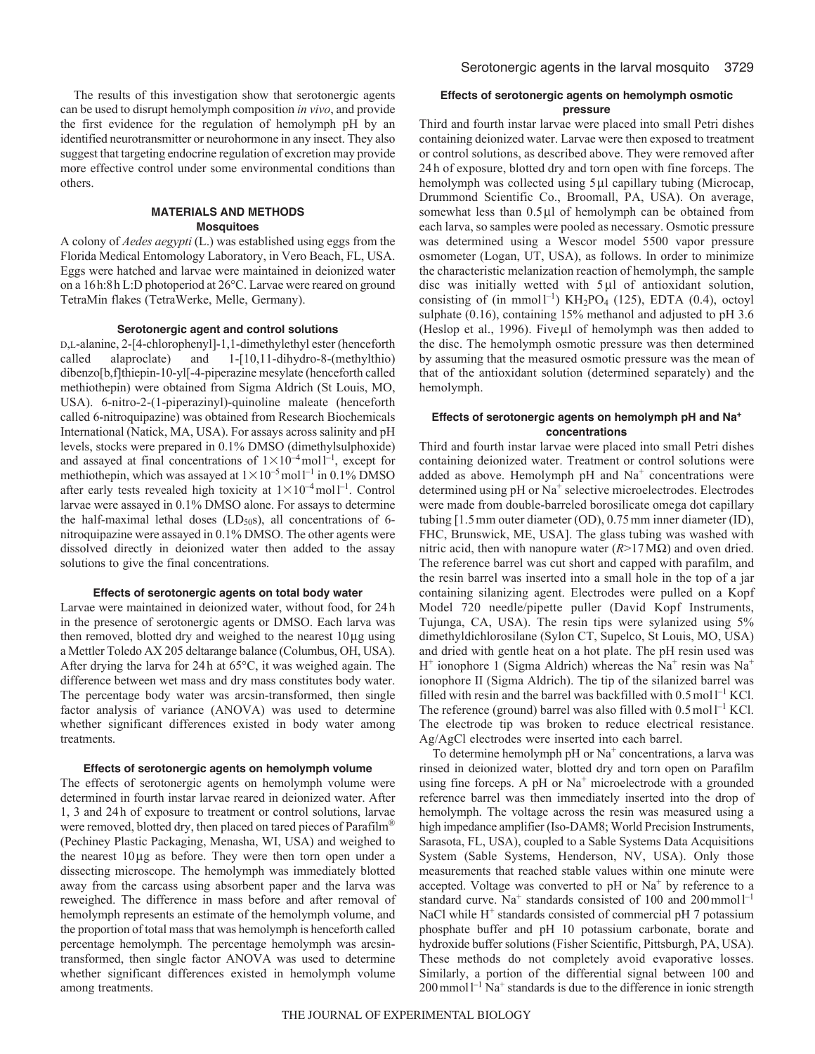The results of this investigation show that serotonergic agents can be used to disrupt hemolymph composition *in vivo*, and provide the first evidence for the regulation of hemolymph pH by an identified neurotransmitter or neurohormone in any insect. They also suggest that targeting endocrine regulation of excretion may provide more effective control under some environmental conditions than others.

## MATERIALS AND METHODS

### Mosquitoes

A colony of *Aedes aegypti* (L.) was established using eggs from the Florida Medical Entomology Laboratory, in Vero Beach, FL, USA. Eggs were hatched and larvae were maintained in deionized water on a 16 h:8 h L:D photoperiod at 26°C. Larvae were reared on ground TetraMin flakes (TetraWerke, Melle, Germany).

### Serotonergic agent and control solutions

D,L-alanine, 2-[4-chlorophenyl]-1,1-dimethylethyl ester (henceforth called alaproclate) and 1-[10,11-dihydro-8-(methylthio) dibenzo[b,f]thiepin-10-yl[-4-piperazine mesylate (henceforth called methiothepin) were obtained from Sigma Aldrich (St Louis, MO, USA). 6-nitro-2-(1-piperazinyl)-quinoline maleate (henceforth called 6-nitroquipazine) was obtained from Research Biochemicals International (Natick, MA, USA). For assays across salinity and pH levels, stocks were prepared in 0.1% DMSO (dimethylsulphoxide) and assayed at final concentrations of $1\times10^{-4}$ mol l$^{-1}$, except for methiothepin, which was assayed at $1\times10^{-5}$ mol l$^{-1}$ in 0.1% DMSO after early tests revealed high toxicity at $1\times10^{-4}$ mol l$^{-1}$. Control larvae were assayed in 0.1% DMSO alone. For assays to determine the half-maximal lethal doses ($LD_{50}$s), all concentrations of 6-nitroquipazine were assayed in 0.1% DMSO. The other agents were dissolved directly in deionized water then added to the assay solutions to give the final concentrations.

### Effects of serotonergic agents on total body water

Larvae were maintained in deionized water, without food, for 24 h in the presence of serotonergic agents or DMSO. Each larva was then removed, blotted dry and weighed to the nearest 10 μg using a Mettler Toledo AX 205 deltarange balance (Columbus, OH, USA). After drying the larva for 24 h at 65°C, it was weighed again. The difference between wet mass and dry mass constitutes body water. The percentage body water was arcsin-transformed, then single factor analysis of variance (ANOVA) was used to determine whether significant differences existed in body water among treatments.

### Effects of serotonergic agents on hemolymph volume

The effects of serotonergic agents on hemolymph volume were determined in fourth instar larvae reared in deionized water. After 1, 3 and 24 h of exposure to treatment or control solutions, larvae were removed, blotted dry, then placed on tared pieces of Parafilm® (Pechiney Plastic Packaging, Menasha, WI, USA) and weighed to the nearest 10 μg as before. They were then torn open under a dissecting microscope. The hemolymph was immediately blotted away from the carcass using absorbent paper and the larva was reweighed. The difference in mass before and after removal of hemolymph represents an estimate of the hemolymph volume, and the proportion of total mass that was hemolymph is henceforth called percentage hemolymph. The percentage hemolymph was arcsin-transformed, then single factor ANOVA was used to determine whether significant differences existed in hemolymph volume among treatments.

### Effects of serotonergic agents on hemolymph osmotic pressure

Third and fourth instar larvae were placed into small Petri dishes containing deionized water. Larvae were then exposed to treatment or control solutions, as described above. They were removed after 24 h of exposure, blotted dry and torn open with fine forceps. The hemolymph was collected using 5 μl capillary tubing (Microcap, Drummond Scientific Co., Broomall, PA, USA). On average, somewhat less than 0.5 μl of hemolymph can be obtained from each larva, so samples were pooled as necessary. Osmotic pressure was determined using a Wescor model 5500 vapor pressure osmometer (Logan, UT, USA), as follows. In order to minimize the characteristic melanization reaction of hemolymph, the sample disc was initially wetted with 5 μl of antioxidant solution, consisting of (in mmol l$^{-1}$) $KH_2PO_4$ (125), EDTA (0.4), octoyl sulphate (0.16), containing 15% methanol and adjusted to pH 3.6 (Heslop et al., 1996). Five μl of hemolymph was then added to the disc. The hemolymph osmotic pressure was then determined by assuming that the measured osmotic pressure was the mean of that of the antioxidant solution (determined separately) and the hemolymph.

### Effects of serotonergic agents on hemolymph pH and $Na^+$ concentrations

Third and fourth instar larvae were placed into small Petri dishes containing deionized water. Treatment or control solutions were added as above. Hemolymph pH and $Na^+$ concentrations were determined using pH or $Na^+$ selective microelectrodes. Electrodes were made from double-bareled borosilicate omega dot capillary tubing [1.5 mm outer diameter (OD), 0.75 mm inner diameter (ID), FHC, Brunswick, ME, USA]. The glass tubing was washed with nitric acid, then with nanopure water ($R$>17 MΩ) and oven dried. The reference barrel was cut short and capped with parafilm, and the resin barrel was inserted into a small hole in the top of a jar containing silanizing agent. Electrodes were pulled on a Kopf Model 720 needle/pipette puller (David Kopf Instruments, Tujunga, CA, USA). The resin tips were sylanized using 5% dimethyldichlorosilane (Sylon CT, Supelco, St Louis, MO, USA) and dried with gentle heat on a hot plate. The pH resin used was $H^+$ ionophore 1 (Sigma Aldrich) whereas the $Na^+$ resin was $Na^+$ ionophore II (Sigma Aldrich). The tip of the silanized barrel was filled with resin and the barrel was backfilled with 0.5 mol l$^{-1}$ KCl. The reference (ground) barrel was also filled with 0.5 mol l$^{-1}$ KCl. The electrode tip was broken to reduce electrical resistance. Ag/AgCl electrodes were inserted into each barrel.

To determine hemolymph pH or $Na^+$ concentrations, a larva was rinsed in deionized water, blotted dry and torn open on Parafilm using fine forceps. A pH or $Na^+$ microelectrode with a grounded reference barrel was then immediately inserted into the drop of hemolymph. The voltage across the resin was measured using a high impedance amplifier (Iso-DAM8; World Precision Instruments, Sarasota, FL, USA), coupled to a Sable Systems Data Acquisitions System (Sable Systems, Henderson, NV, USA). Only those measurements that reached stable values within one minute were accepted. Voltage was converted to pH or $Na^+$ by reference to a standard curve. $Na^+$ standards consisted of 100 and 200 mmol l$^{-1}$ NaCl while $H^+$ standards consisted of commercial pH 7 potassium phosphate buffer and pH 10 potassium carbonate, borate and hydroxide buffer solutions (Fisher Scientific, Pittsburgh, PA, USA). These methods do not completely avoid evaporative losses. Similarly, a portion of the differential signal between 100 and 200 mmol l$^{-1}$ $Na^+$ standards is due to the difference in ionic strength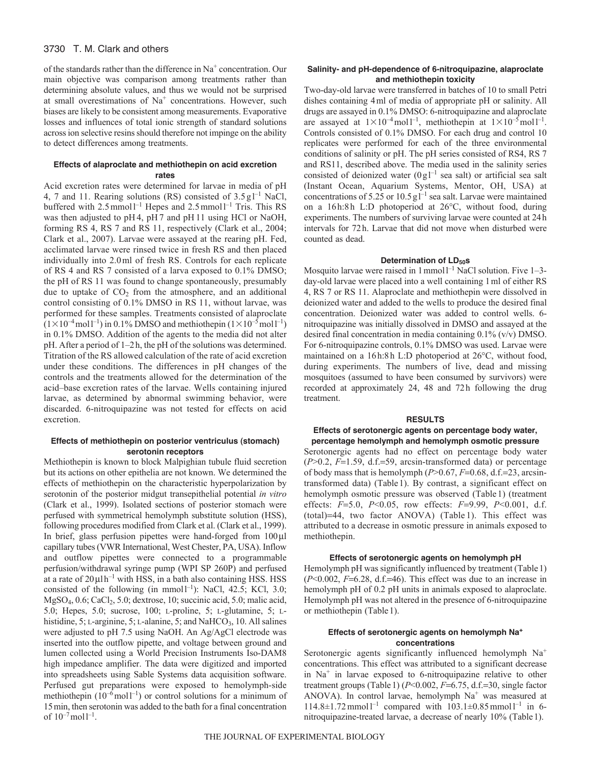of the standards rather than the difference in $Na^+$ concentration. Our main objective was comparison among treatments rather than determining absolute values, and thus we would not be surprised at small overestimations of $Na^+$ concentrations. However, such biases are likely to be consistent among measurements. Evaporative losses and influences of total ionic strength of standard solutions across ion selective resins should therefore not impinge on the ability to detect differences among treatments.

### Effects of alaproclate and methiothepin on acid excretion rates

Acid excretion rates were determined for larvae in media of pH 4, 7 and 11. Rearing solutions (RS) consisted of $3.5\,g\,l^{-1}$ NaCl, buffered with $2.5\,mmol\,l^{-1}$ Hepes and $2.5\,mmol\,l^{-1}$ Tris. This RS was then adjusted to pH 4, pH 7 and pH 11 using HCl or NaOH, forming RS 4, RS 7 and RS 11, respectively (Clark et al., 2004; Clark et al., 2007). Larvae were assayed at the rearing pH. Fed, acclimated larvae were rinsed twice in fresh RS and then placed individually into 2.0 ml of fresh RS. Controls for each replicate of RS 4 and RS 7 consisted of a larva exposed to 0.1% DMSO; the pH of RS 11 was found to change spontaneously, presumably due to uptake of $CO_2$ from the atmosphere, and an additional control consisting of 0.1% DMSO in RS 11, without larvae, was performed for these samples. Treatments consisted of alaproclate ($1\times10^{-4}\,mol\,l^{-1}$) in 0.1% DMSO and methiothepin ($1\times10^{-5}\,mol\,l^{-1}$) in 0.1% DMSO. Addition of the agents to the media did not alter pH. After a period of 1–2 h, the pH of the solutions was determined. Titration of the RS allowed calculation of the rate of acid excretion under these conditions. The differences in pH changes of the controls and the treatments allowed for the determination of the acid–base excretion rates of the larvae. Wells containing injured larvae, as determined by abnormal swimming behavior, were discarded. 6-nitroquipazine was not tested for effects on acid excretion.

### Effects of methiothepin on posterior ventriculus (stomach) serotonin receptors

Methiothepin is known to block Malpighian tubule fluid secretion but its actions on other epithelia are not known. We determined the effects of methiothepin on the characteristic hyperpolarization by serotonin of the posterior midgut transepithelial potential *in vitro* (Clark et al., 1999). Isolated sections of posterior stomach were perfused with symmetrical hemolymph substitute solution (HSS), following procedures modified from Clark et al. (Clark et al., 1999). In brief, glass perfusion pipettes were hand-forged from $100\,\mu l$ capillary tubes (VWR International, West Chester, PA, USA). Inflow and outflow pipettes were connected to a programmable perfusion/withdrawal syringe pump (WPI SP 260P) and perfused at a rate of $20\,\mu l\,h^{-1}$ with HSS, in a bath also containing HSS. HSS consisted of the following (in $mmol\,l^{-1}$): NaCl, 42.5; KCl, 3.0; $MgSO_4$, 0.6; $CaCl_2$, 5.0; dextrose, 10; succinic acid, 5.0; malic acid, 5.0; Hepes, 5.0; sucrose, 100; L-proline, 5; L-glutamine, 5; L-histidine, 5; L-arginine, 5; L-alanine, 5; and $NaHCO_3$, 10. All salines were adjusted to pH 7.5 using NaOH. An Ag/AgCl electrode was inserted into the outflow pipette, and voltage between ground and lumen collected using a World Precision Instruments Iso-DAM8 high impedance amplifier. The data were digitized and imported into spreadsheets using Sable Systems data acquisition software. Perfused gut preparations were exposed to hemolymph-side methiothepin ($10^{-6}\,mol\,l^{-1}$) or control solutions for a minimum of 15 min, then serotonin was added to the bath for a final concentration of $10^{-7}\,mol\,l^{-1}$.

### Salinity- and pH-dependence of 6-nitroquipazine, alaproclate and methiothepin toxicity

Two-day-old larvae were transferred in batches of 10 to small Petri dishes containing 4 ml of media of appropriate pH or salinity. All drugs are assayed in 0.1% DMSO: 6-nitroquipazine and alaproclate are assayed at $1\times10^{-4}\,mol\,l^{-1}$, methiothepin at $1\times10^{-5}\,mol\,l^{-1}$. Controls consisted of 0.1% DMSO. For each drug and control 10 replicates were performed for each of the three environmental conditions of salinity or pH. The pH series consisted of RS4, RS 7 and RS11, described above. The media used in the salinity series consisted of deionized water ($0\,g\,l^{-1}$ sea salt) or artificial sea salt (Instant Ocean, Aquarium Systems, Mentor, OH, USA) at concentrations of 5.25 or $10.5\,g\,l^{-1}$ sea salt. Larvae were maintained on a 16 h:8 h L:D photoperiod at 26°C, without food, during experiments. The numbers of surviving larvae were counted at 24 h intervals for 72 h. Larvae that did not move when disturbed were counted as dead.

### Determination of $LD_{50}$s

Mosquito larvae were raised in $1\,mmol\,l^{-1}$ NaCl solution. Five 1–3-day-old larvae were placed into a well containing 1 ml of either RS 4, RS 7 or RS 11. Alaproclate and methiothepin were dissolved in deionized water and added to the wells to produce the desired final concentration. Deionized water was added to control wells. 6-nitroquipazine was initially dissolved in DMSO and assayed at the desired final concentration in media containing 0.1% (v/v) DMSO. For 6-nitroquipazine controls, 0.1% DMSO was used. Larvae were maintained on a 16 h:8 h L:D photoperiod at 26°C, without food, during experiments. The numbers of live, dead and missing mosquitoes (assumed to have been consumed by survivors) were recorded at approximately 24, 48 and 72 h following the drug treatment.

## RESULTS

### Effects of serotonergic agents on percentage body water, percentage hemolymph and hemolymph osmotic pressure

Serotonergic agents had no effect on percentage body water ($P>0.2$, $F=1.59$, d.f.=59, arcsin-transformed data) or percentage of body mass that is hemolymph ($P>0.67$, $F=0.68$, d.f.=23, arcsin-transformed data) (Table 1). By contrast, a significant effect on hemolymph osmotic pressure was observed (Table 1) (treatment effects: $F=5.0$, $P<0.05$, row effects: $F=9.99$, $P<0.001$, d.f. (total)=44, two factor ANOVA) (Table 1). This effect was attributed to a decrease in osmotic pressure in animals exposed to methiothepin.

### Effects of serotonergic agents on hemolymph pH

Hemolymph pH was significantly influenced by treatment (Table 1) ($P<0.002$, $F=6.28$, d.f.=46). This effect was due to an increase in hemolymph pH of 0.2 pH units in animals exposed to alaproclate. Hemolymph pH was not altered in the presence of 6-nitroquipazine or methiothepin (Table 1).

### Effects of serotonergic agents on hemolymph $Na^+$ concentrations

Serotonergic agents significantly influenced hemolymph $Na^+$ concentrations. This effect was attributed to a significant decrease in $Na^+$ in larvae exposed to 6-nitroquipazine relative to other treatment groups (Table 1) ($P<0.002$, $F=6.75$, d.f.=30, single factor ANOVA). In control larvae, hemolymph $Na^+$ was measured at $114.8\pm1.72\,mmol\,l^{-1}$ compared with $103.1\pm0.85\,mmol\,l^{-1}$ in 6-nitroquipazine-treated larvae, a decrease of nearly 10% (Table 1).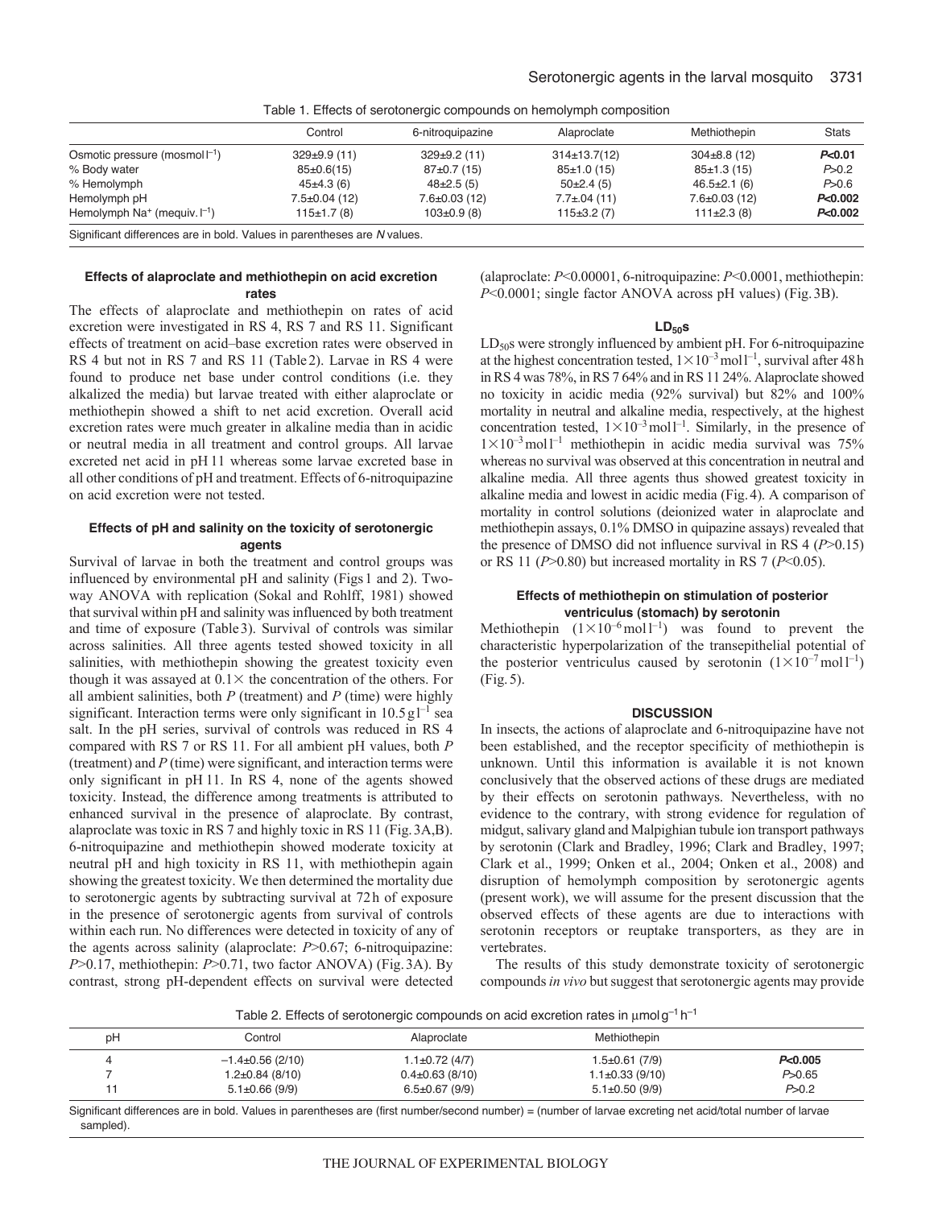Table 1. Effects of serotonergic compounds on hemolymph composition

| | Control | 6-nitroquipazine | Alaproclate | Methiothepin | Stats |
|---|---|---|---|---|---|
| Osmotic pressure (mosmol $l^{-1}$) | 329±9.9 (11) | 329±9.2 (11) | 314±13.7(12) | 304±8.8 (12) | **$P$<0.01** |
| % Body water | 85±0.6(15) | 87±0.7 (15) | 85±1.0 (15) | 85±1.3 (15) | $P$>0.2 |
| % Hemolymph | 45±4.3 (6) | 48±2.5 (5) | 50±2.4 (5) | 46.5±2.1 (6) | $P$>0.6 |
| Hemolymph pH | 7.5±0.04 (12) | 7.6±0.03 (12) | 7.7±.04 (11) | 7.6±0.03 (12) | **$P$<0.002** |
| Hemolymph $Na^+$ (mequiv. $l^{-1}$) | 115±1.7 (8) | 103±0.9 (8) | 115±3.2 (7) | 111±2.3 (8) | **$P$<0.002** |

Significant differences are in bold. Values in parentheses are $N$ values.

### Effects of alaproclate and methiothepin on acid excretion rates

The effects of alaproclate and methiothepin on rates of acid excretion were investigated in RS 4, RS 7 and RS 11. Significant effects of treatment on acid–base excretion rates were observed in RS 4 but not in RS 7 and RS 11 (Table 2). Larvae in RS 4 were found to produce net base under control conditions (i.e. they alkalized the media) but larvae treated with either alaproclate or methiothepin showed a shift to net acid excretion. Overall acid excretion rates were much greater in alkaline media than in acidic or neutral media in all treatment and control groups. All larvae excreted net acid in pH 11 whereas some larvae excreted base in all other conditions of pH and treatment. Effects of 6-nitroquipazine on acid excretion were not tested.

### Effects of pH and salinity on the toxicity of serotonergic agents

Survival of larvae in both the treatment and control groups was influenced by environmental pH and salinity (Figs 1 and 2). Two-way ANOVA with replication (Sokal and Rohlff, 1981) showed that survival within pH and salinity was influenced by both treatment and time of exposure (Table 3). Survival of controls was similar across salinities. All three agents tested showed toxicity in all salinities, with methiothepin showing the greatest toxicity even though it was assayed at 0.1× the concentration of the others. For all ambient salinities, both $P$ (treatment) and $P$ (time) were highly significant. Interaction terms were only significant in 10.5 g $l^{-1}$ sea salt. In the pH series, survival of controls was reduced in RS 4 compared with RS 7 or RS 11. For all ambient pH values, both $P$ (treatment) and $P$ (time) were significant, and interaction terms were only significant in pH 11. In RS 4, none of the agents showed toxicity. Instead, the difference among treatments is attributed to enhanced survival in the presence of alaproclate. By contrast, alaproclate was toxic in RS 7 and highly toxic in RS 11 (Fig. 3A,B). 6-nitroquipazine and methiothepin showed moderate toxicity at neutral pH and high toxicity in RS 11, with methiothepin again showing the greatest toxicity. We then determined the mortality due to serotonergic agents by subtracting survival at 72 h of exposure in the presence of serotonergic agents from survival of controls within each run. No differences were detected in toxicity of any of the agents across salinity (alaproclate: $P$>0.67; 6-nitroquipazine: $P$>0.17, methiothepin: $P$>0.71, two factor ANOVA) (Fig. 3A). By contrast, strong pH-dependent effects on survival were detected (alaproclate: $P$<0.00001, 6-nitroquipazine: $P$<0.0001, methiothepin: $P$<0.0001; single factor ANOVA across pH values) (Fig. 3B).

### $LD_{50}$s

$LD_{50}$s were strongly influenced by ambient pH. For 6-nitroquipazine at the highest concentration tested, $1\times10^{-3}$ mol $l^{-1}$, survival after 48 h in RS 4 was 78%, in RS 7 64% and in RS 11 24%. Alaproclate showed no toxicity in acidic media (92% survival) but 82% and 100% mortality in neutral and alkaline media, respectively, at the highest concentration tested, $1\times10^{-3}$ mol $l^{-1}$. Similarly, in the presence of $1\times10^{-3}$ mol $l^{-1}$ methiothepin in acidic media survival was 75% whereas no survival was observed at this concentration in neutral and alkaline media. All three agents thus showed greatest toxicity in alkaline media and lowest in acidic media (Fig. 4). A comparison of mortality in control solutions (deionized water in alaproclate and methiothepin assays, 0.1% DMSO in quipazine assays) revealed that the presence of DMSO did not influence survival in RS 4 ($P$>0.15) or RS 11 ($P$>0.80) but increased mortality in RS 7 ($P$<0.05).

### Effects of methiothepin on stimulation of posterior ventriculus (stomach) by serotonin

Methiothepin ($1\times10^{-6}$ mol $l^{-1}$) was found to prevent the characteristic hyperpolarization of the transepithelial potential of the posterior ventriculus caused by serotonin ($1\times10^{-7}$ mol $l^{-1}$) (Fig. 5).

## DISCUSSION

In insects, the actions of alaproclate and 6-nitroquipazine have not been established, and the receptor specificity of methiothepin is unknown. Until this information is available it is not known conclusively that the observed actions of these drugs are mediated by their effects on serotonin pathways. Nevertheless, with no evidence to the contrary, with strong evidence for regulation of midgut, salivary gland and Malpighian tubule ion transport pathways by serotonin (Clark and Bradley, 1996; Clark and Bradley, 1997; Clark et al., 1999; Onken et al., 2004; Onken et al., 2008) and disruption of hemolymph composition by serotonergic agents (present work), we will assume for the present discussion that the observed effects of these agents are due to interactions with serotonin receptors or reuptake transporters, as they are in vertebrates.

The results of this study demonstrate toxicity of serotonergic compounds *in vivo* but suggest that serotonergic agents may provide

Table 2. Effects of serotonergic compounds on acid excretion rates in μmol $g^{-1}$ $h^{-1}$

| pH | Control | Alaproclate | Methiothepin | |
|---|---|---|---|---|
| 4 | −1.4±0.56 (2/10) | 1.1±0.72 (4/7) | 1.5±0.61 (7/9) | **$P$<0.005** |
| 7 | 1.2±0.84 (8/10) | 0.4±0.63 (8/10) | 1.1±0.33 (9/10) | $P$>0.65 |
| 11 | 5.1±0.66 (9/9) | 6.5±0.67 (9/9) | 5.1±0.50 (9/9) | $P$>0.2 |

Significant differences are in bold. Values in parentheses are (first number/second number) = (number of larvae excreting net acid/total number of larvae sampled).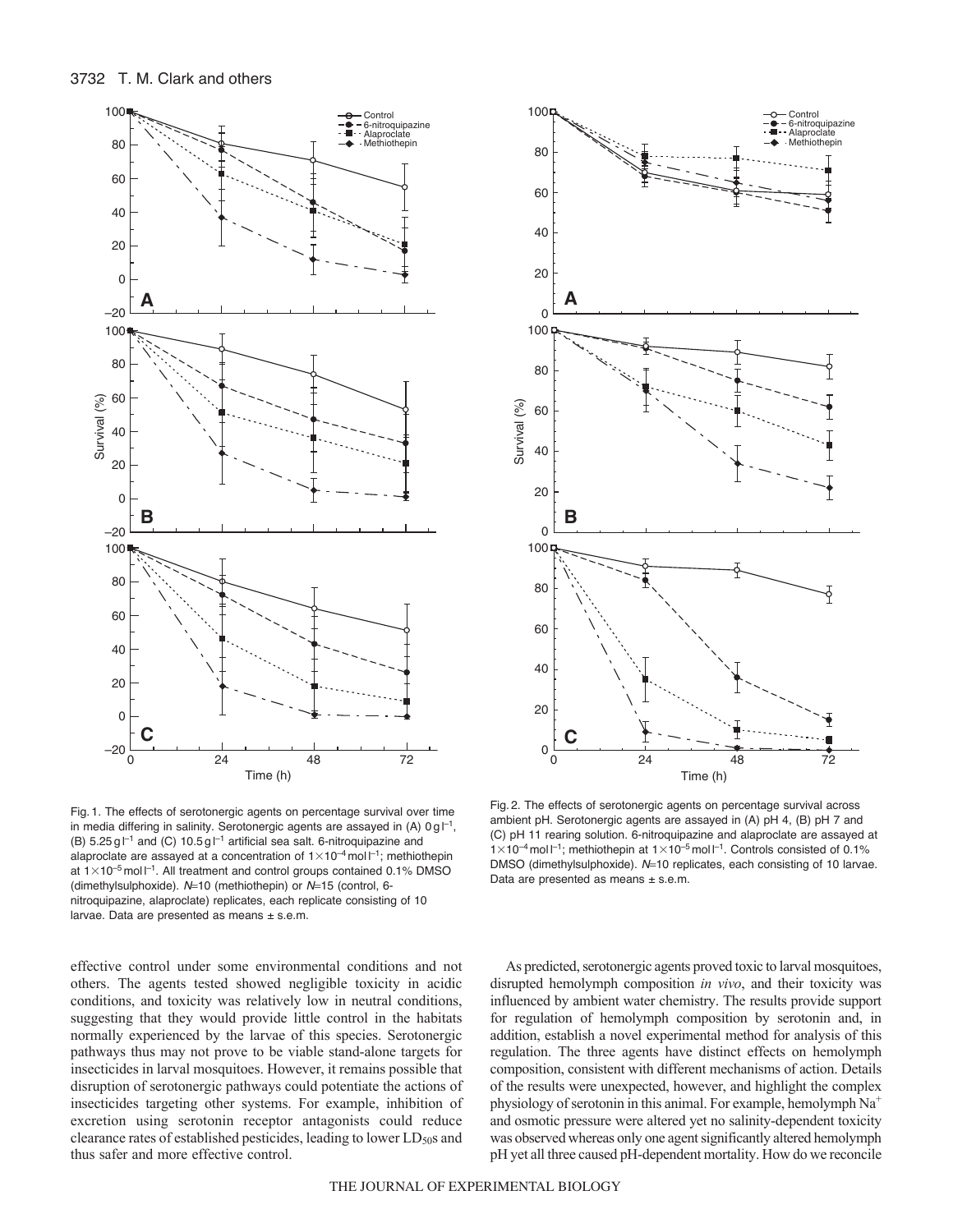Fig. 1. The effects of serotonergic agents on percentage survival over time in media differing in salinity. Serotonergic agents are assayed in (A) $0\,g\,l^{-1}$, (B) $5.25\,g\,l^{-1}$ and (C) $10.5\,g\,l^{-1}$ artificial sea salt. 6-nitroquipazine and alaproclate are assayed at a concentration of $1\times10^{-4}\,mol\,l^{-1}$; methiothepin at $1\times10^{-5}\,mol\,l^{-1}$. All treatment and control groups contained 0.1% DMSO (dimethylsulphoxide). *N*=10 (methiothepin) or *N*=15 (control, 6-nitroquipazine, alaproclate) replicates, each replicate consisting of 10 larvae. Data are presented as means ± s.e.m.

Fig. 2. The effects of serotonergic agents on percentage survival across ambient pH. Serotonergic agents are assayed in (A) pH 4, (B) pH 7 and (C) pH 11 rearing solution. 6-nitroquipazine and alaproclate are assayed at $1\times10^{-4}\,mol\,l^{-1}$; methiothepin at $1\times10^{-5}\,mol\,l^{-1}$. Controls consisted of 0.1% DMSO (dimethylsulphoxide). *N*=10 replicates, each consisting of 10 larvae. Data are presented as means ± s.e.m.

effective control under some environmental conditions and not others. The agents tested showed negligible toxicity in acidic conditions, and toxicity was relatively low in neutral conditions, suggesting that they would provide little control in the habitats normally experienced by the larvae of this species. Serotonergic pathways thus may not prove to be viable stand-alone targets for insecticides in larval mosquitoes. However, it remains possible that disruption of serotonergic pathways could potentiate the actions of insecticides targeting other systems. For example, inhibition of excretion using serotonin receptor antagonists could reduce clearance rates of established pesticides, leading to lower $LD_{50}$s and thus safer and more effective control.

As predicted, serotonergic agents proved toxic to larval mosquitoes, disrupted hemolymph composition *in vivo*, and their toxicity was influenced by ambient water chemistry. The results provide support for regulation of hemolymph composition by serotonin and, in addition, establish a novel experimental method for analysis of this regulation. The three agents have distinct effects on hemolymph composition, consistent with different mechanisms of action. Details of the results were unexpected, however, and highlight the complex physiology of serotonin in this animal. For example, hemolymph $Na^+$ and osmotic pressure were altered yet no salinity-dependent toxicity was observed whereas only one agent significantly altered hemolymph pH yet all three caused pH-dependent mortality. How do we reconcile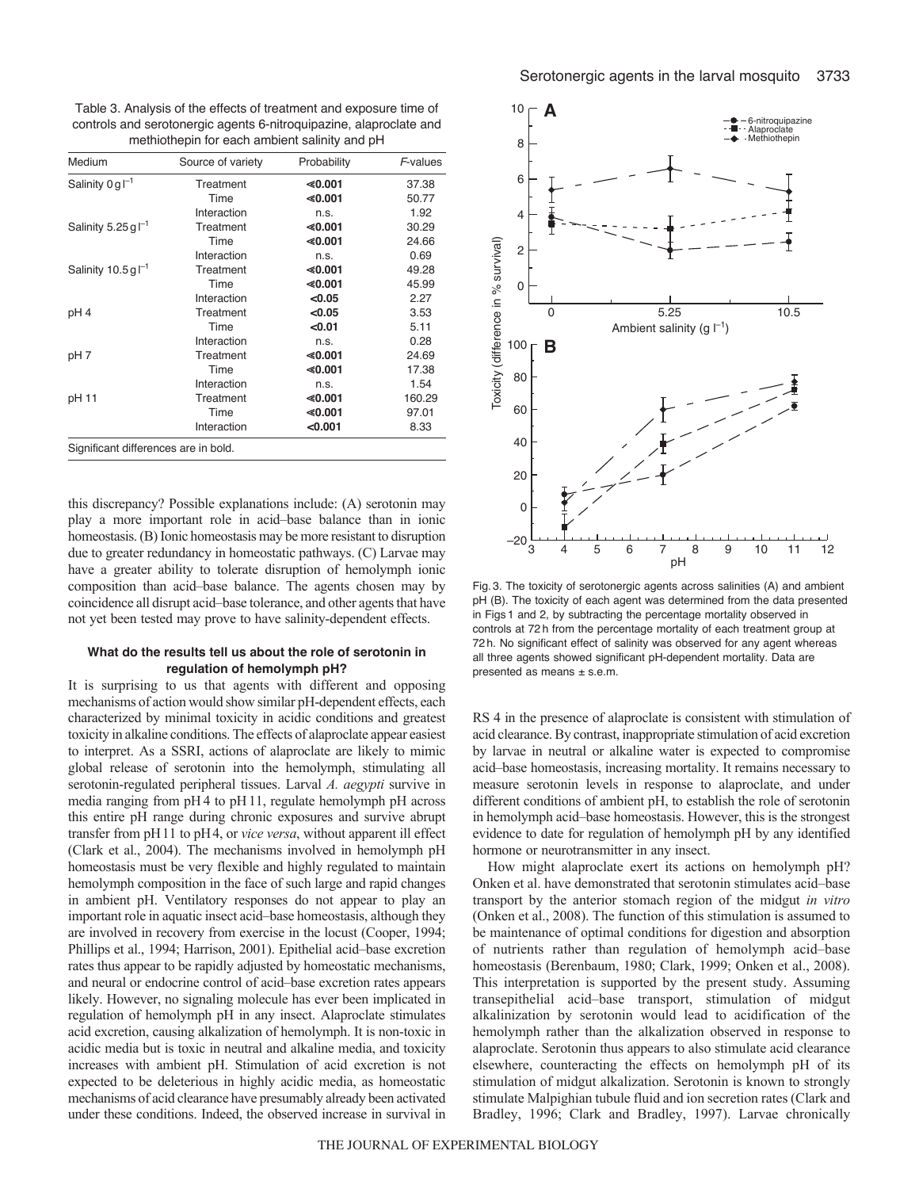Table 3. Analysis of the effects of treatment and exposure time of controls and serotonergic agents 6-nitroquipazine, alaproclate and methiothepin for each ambient salinity and pH

| Medium | Source of variety | Probability | *F*-values |
|---|---|---|---|
| Salinity 0 g l$^{-1}$ | Treatment | **≪0.001** | 37.38 |
| | Time | **≪0.001** | 50.77 |
| | Interaction | n.s. | 1.92 |
| Salinity 5.25 g l$^{-1}$ | Treatment | **≪0.001** | 30.29 |
| | Time | **≪0.001** | 24.66 |
| | Interaction | n.s. | 0.69 |
| Salinity 10.5 g l$^{-1}$ | Treatment | **≪0.001** | 49.28 |
| | Time | **≪0.001** | 45.99 |
| | Interaction | **<0.05** | 2.27 |
| pH 4 | Treatment | **<0.05** | 3.53 |
| | Time | **<0.01** | 5.11 |
| | Interaction | n.s. | 0.28 |
| pH 7 | Treatment | **≪0.001** | 24.69 |
| | Time | **≪0.001** | 17.38 |
| | Interaction | n.s. | 1.54 |
| pH 11 | Treatment | **≪0.001** | 160.29 |
| | Time | **≪0.001** | 97.01 |
| | Interaction | **<0.001** | 8.33 |

Significant differences are in bold.

this discrepancy? Possible explanations include: (A) serotonin may play a more important role in acid–base balance than in ionic homeostasis. (B) Ionic homeostasis may be more resistant to disruption due to greater redundancy in homeostatic pathways. (C) Larvae may have a greater ability to tolerate disruption of hemolymph ionic composition than acid–base balance. The agents chosen may by coincidence all disrupt acid–base tolerance, and other agents that have not yet been tested may prove to have salinity-dependent effects.

### What do the results tell us about the role of serotonin in regulation of hemolymph pH?

It is surprising to us that agents with different and opposing mechanisms of action would show similar pH-dependent effects, each characterized by minimal toxicity in acidic conditions and greatest toxicity in alkaline conditions. The effects of alaproclate appear easiest to interpret. As a SSRI, actions of alaproclate are likely to mimic global release of serotonin into the hemolymph, stimulating all serotonin-regulated peripheral tissues. Larval *A. aegypti* survive in media ranging from pH 4 to pH 11, regulate hemolymph pH across this entire pH range during chronic exposures and survive abrupt transfer from pH 11 to pH 4, or *vice versa*, without apparent ill effect (Clark et al., 2004). The mechanisms involved in hemolymph pH homeostasis must be very flexible and highly regulated to maintain hemolymph composition in the face of such large and rapid changes in ambient pH. Ventilatory responses do not appear to play an important role in aquatic insect acid–base homeostasis, although they are involved in recovery from exercise in the locust (Cooper, 1994; Phillips et al., 1994; Harrison, 2001). Epithelial acid–base excretion rates thus appear to be rapidly adjusted by homeostatic mechanisms, and neural or endocrine control of acid–base excretion rates appears likely. However, no signaling molecule has ever been implicated in regulation of hemolymph pH in any insect. Alaproclate stimulates acid excretion, causing alkalization of hemolymph. It is non-toxic in acidic media but is toxic in neutral and alkaline media, and toxicity increases with ambient pH. Stimulation of acid excretion is not expected to be deleterious in highly acidic media, as homeostatic mechanisms of acid clearance have presumably already been activated under these conditions. Indeed, the observed increase in survival in RS 4 in the presence of alaproclate is consistent with stimulation of acid clearance. By contrast, inappropriate stimulation of acid excretion by larvae in neutral or alkaline water is expected to compromise acid–base homeostasis, increasing mortality. It remains necessary to measure serotonin levels in response to alaproclate, and under different conditions of ambient pH, to establish the role of serotonin in hemolymph acid–base homeostasis. However, this is the strongest evidence to date for regulation of hemolymph pH by any identified hormone or neurotransmitter in any insect.

Fig. 3. The toxicity of serotonergic agents across salinities (A) and ambient pH (B). The toxicity of each agent was determined from the data presented in Figs 1 and 2, by subtracting the percentage mortality observed in controls at 72 h from the percentage mortality of each treatment group at 72 h. No significant effect of salinity was observed for any agent whereas all three agents showed significant pH-dependent mortality. Data are presented as means ± s.e.m.

How might alaproclate exert its actions on hemolymph pH? Onken et al. have demonstrated that serotonin stimulates acid–base transport by the anterior stomach region of the midgut *in vitro* (Onken et al., 2008). The function of this stimulation is assumed to be maintenance of optimal conditions for digestion and absorption of nutrients rather than regulation of hemolymph acid–base homeostasis (Berenbaum, 1980; Clark, 1999; Onken et al., 2008). This interpretation is supported by the present study. Assuming transepithelial acid–base transport, stimulation of midgut alkalinization by serotonin would lead to acidification of the hemolymph rather than the alkalization observed in response to alaproclate. Serotonin thus appears to also stimulate acid clearance elsewhere, counteracting the effects on hemolymph pH of its stimulation of midgut alkalization. Serotonin is known to strongly stimulate Malpighian tubule fluid and ion secretion rates (Clark and Bradley, 1996; Clark and Bradley, 1997). Larvae chronically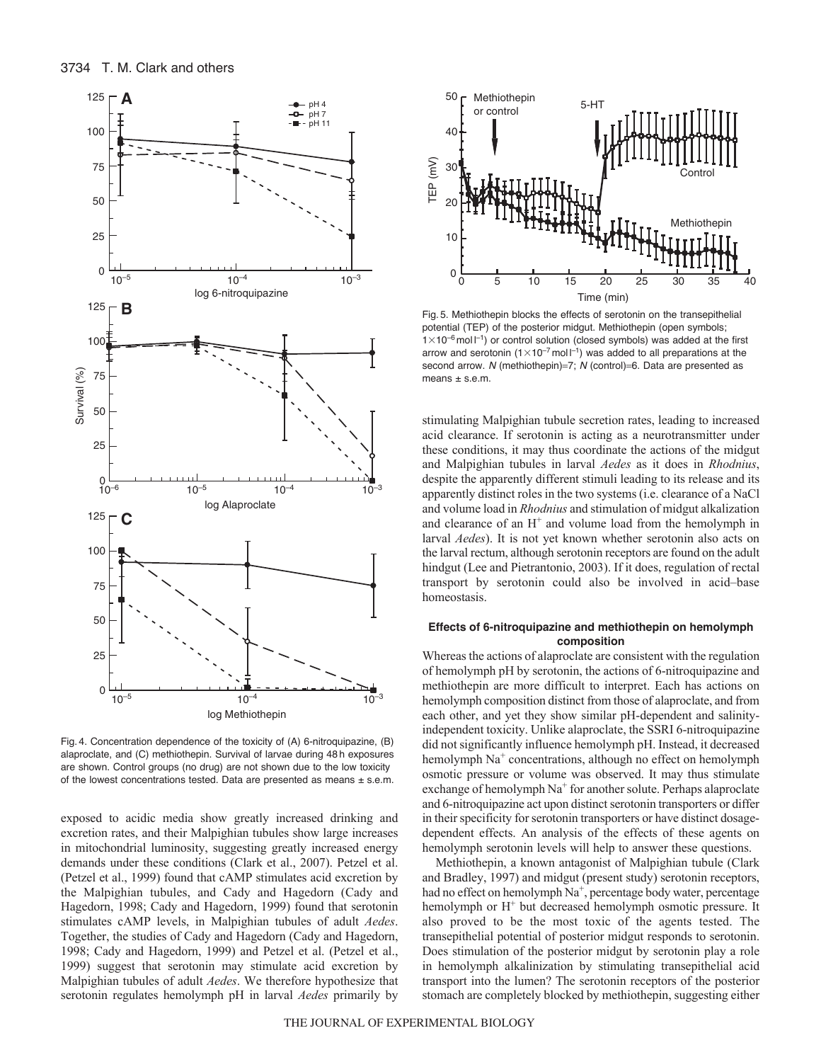Fig. 4. Concentration dependence of the toxicity of (A) 6-nitroquipazine, (B) alaproclate, and (C) methiothepin. Survival of larvae during 48 h exposures are shown. Control groups (no drug) are not shown due to the low toxicity of the lowest concentrations tested. Data are presented as means ± s.e.m.

Fig. 5. Methiothepin blocks the effects of serotonin on the transepithelial potential (TEP) of the posterior midgut. Methiothepin (open symbols; $1\times10^{-6}$ mol l$^{-1}$) or control solution (closed symbols) was added at the first arrow and serotonin ($1\times10^{-7}$ mol l$^{-1}$) was added to all preparations at the second arrow. *N* (methiothepin)=7; *N* (control)=6. Data are presented as means ± s.e.m.

exposed to acidic media show greatly increased drinking and excretion rates, and their Malpighian tubules show large increases in mitochondrial luminosity, suggesting greatly increased energy demands under these conditions (Clark et al., 2007). Petzel et al. (Petzel et al., 1999) found that cAMP stimulates acid excretion by the Malpighian tubules, and Cady and Hagedorn (Cady and Hagedorn, 1998; Cady and Hagedorn, 1999) found that serotonin stimulates cAMP levels, in Malpighian tubules of adult *Aedes*. Together, the studies of Cady and Hagedorn (Cady and Hagedorn, 1998; Cady and Hagedorn, 1999) and Petzel et al. (Petzel et al., 1999) suggest that serotonin may stimulate acid excretion by Malpighian tubules of adult *Aedes*. We therefore hypothesize that serotonin regulates hemolymph pH in larval *Aedes* primarily by stimulating Malpighian tubule secretion rates, leading to increased acid clearance. If serotonin is acting as a neurotransmitter under these conditions, it may thus coordinate the actions of the midgut and Malpighian tubules in larval *Aedes* as it does in *Rhodnius*, despite the apparently different stimuli leading to its release and its apparently distinct roles in the two systems (i.e. clearance of a NaCl and volume load in *Rhodnius* and stimulation of midgut alkalization and clearance of an $H^+$ and volume load from the hemolymph in larval *Aedes*). It is not yet known whether serotonin also acts on the larval rectum, although serotonin receptors are found on the adult hindgut (Lee and Pietrantonio, 2003). If it does, regulation of rectal transport by serotonin could also be involved in acid–base homeostasis.

### Effects of 6-nitroquipazine and methiothepin on hemolymph composition

Whereas the actions of alaproclate are consistent with the regulation of hemolymph pH by serotonin, the actions of 6-nitroquipazine and methiothepin are more difficult to interpret. Each has actions on hemolymph composition distinct from those of alaproclate, and from each other, and yet they show similar pH-dependent and salinity-independent toxicity. Unlike alaproclate, the SSRI 6-nitroquipazine did not significantly influence hemolymph pH. Instead, it decreased hemolymph $Na^+$ concentrations, although no effect on hemolymph osmotic pressure or volume was observed. It may thus stimulate exchange of hemolymph $Na^+$ for another solute. Perhaps alaproclate and 6-nitroquipazine act upon distinct serotonin transporters or differ in their specificity for serotonin transporters or have distinct dosage-dependent effects. An analysis of the effects of these agents on hemolymph serotonin levels will help to answer these questions.

Methiothepin, a known antagonist of Malpighian tubule (Clark and Bradley, 1997) and midgut (present study) serotonin receptors, had no effect on hemolymph $Na^+$, percentage body water, percentage hemolymph or $H^+$ but decreased hemolymph osmotic pressure. It also proved to be the most toxic of the agents tested. The transepithelial potential of posterior midgut responds to serotonin. Does stimulation of the posterior midgut by serotonin play a role in hemolymph alkalinization by stimulating transepithelial acid transport into the lumen? The serotonin receptors of the posterior stomach are completely blocked by methiothepin, suggesting either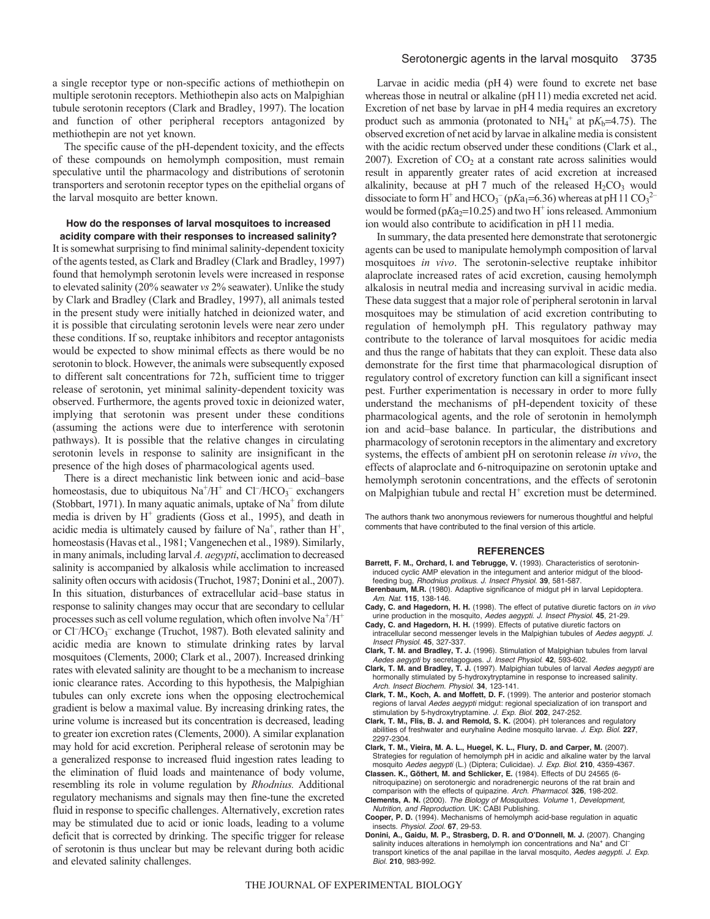a single receptor type or non-specific actions of methiothepin on multiple serotonin receptors. Methiothepin also acts on Malpighian tubule serotonin receptors (Clark and Bradley, 1997). The location and function of other peripheral receptors antagonized by methiothepin are not yet known.

The specific cause of the pH-dependent toxicity, and the effects of these compounds on hemolymph composition, must remain speculative until the pharmacology and distributions of serotonin transporters and serotonin receptor types on the epithelial organs of the larval mosquito are better known.

### How do the responses of larval mosquitoes to increased acidity compare with their responses to increased salinity?

It is somewhat surprising to find minimal salinity-dependent toxicity of the agents tested, as Clark and Bradley (Clark and Bradley, 1997) found that hemolymph serotonin levels were increased in response to elevated salinity (20% seawater *vs* 2% seawater). Unlike the study by Clark and Bradley (Clark and Bradley, 1997), all animals tested in the present study were initially hatched in deionized water, and it is possible that circulating serotonin levels were near zero under these conditions. If so, reuptake inhibitors and receptor antagonists would be expected to show minimal effects as there would be no serotonin to block. However, the animals were subsequently exposed to different salt concentrations for 72 h, sufficient time to trigger release of serotonin, yet minimal salinity-dependent toxicity was observed. Furthermore, the agents proved toxic in deionized water, implying that serotonin was present under these conditions (assuming the actions were due to interference with serotonin pathways). It is possible that the relative changes in circulating serotonin levels in response to salinity are insignificant in the presence of the high doses of pharmacological agents used.

There is a direct mechanistic link between ionic and acid–base homeostasis, due to ubiquitous $Na^+/H^+$ and $Cl^-/HCO_3^-$ exchangers (Stobbart, 1971). In many aquatic animals, uptake of $Na^+$ from dilute media is driven by $H^+$ gradients (Goss et al., 1995), and death in acidic media is ultimately caused by failure of $Na^+$, rather than $H^+$, homeostasis (Havas et al., 1981; Vangenechen et al., 1989). Similarly, in many animals, including larval *A. aegypti*, acclimation to decreased salinity is accompanied by alkalosis while acclimation to increased salinity often occurs with acidosis (Truchot, 1987; Donini et al., 2007). In this situation, disturbances of extracellular acid–base status in response to salinity changes may occur that are secondary to cellular processes such as cell volume regulation, which often involve $Na^+/H^+$ or $Cl^-/HCO_3^-$ exchange (Truchot, 1987). Both elevated salinity and acidic media are known to stimulate drinking rates by larval mosquitoes (Clements, 2000; Clark et al., 2007). Increased drinking rates with elevated salinity are thought to be a mechanism to increase ionic clearance rates. According to this hypothesis, the Malpighian tubules can only excrete ions when the opposing electrochemical gradient is below a maximal value. By increasing drinking rates, the urine volume is increased but its concentration is decreased, leading to greater ion excretion rates (Clements, 2000). A similar explanation may hold for acid excretion. Peripheral release of serotonin may be a generalized response to increased fluid ingestion rates leading to the elimination of fluid loads and maintenance of body volume, resembling its role in volume regulation by *Rhodnius.* Additional regulatory mechanisms and signals may then fine-tune the excreted fluid in response to specific challenges. Alternatively, excretion rates may be stimulated due to acid or ionic loads, leading to a volume deficit that is corrected by drinking. The specific trigger for release of serotonin is thus unclear but may be relevant during both acidic and elevated salinity challenges.

Larvae in acidic media (pH 4) were found to excrete net base whereas those in neutral or alkaline (pH 11) media excreted net acid. Excretion of net base by larvae in pH 4 media requires an excretory product such as ammonia (protonated to $NH_4^+$ at $pK_b$=4.75). The observed excretion of net acid by larvae in alkaline media is consistent with the acidic rectum observed under these conditions (Clark et al., 2007). Excretion of $CO_2$ at a constant rate across salinities would result in apparently greater rates of acid excretion at increased alkalinity, because at pH 7 much of the released $H_2CO_3$ would dissociate to form $H^+$ and $HCO_3^-$ ($pKa_1$=6.36) whereas at pH 11 $CO_3^{2-}$ would be formed ($pKa_2$=10.25) and two $H^+$ ions released. Ammonium ion would also contribute to acidification in pH 11 media.

In summary, the data presented here demonstrate that serotonergic agents can be used to manipulate hemolymph composition of larval mosquitoes *in vivo*. The serotonin-selective reuptake inhibitor alaproclate increased rates of acid excretion, causing hemolymph alkalosis in neutral media and increasing survival in acidic media. These data suggest that a major role of peripheral serotonin in larval mosquitoes may be stimulation of acid excretion contributing to regulation of hemolymph pH. This regulatory pathway may contribute to the tolerance of larval mosquitoes for acidic media and thus the range of habitats that they can exploit. These data also demonstrate for the first time that pharmacological disruption of regulatory control of excretory function can kill a significant insect pest. Further experimentation is necessary in order to more fully understand the mechanisms of pH-dependent toxicity of these pharmacological agents, and the role of serotonin in hemolymph ion and acid–base balance. In particular, the distributions and pharmacology of serotonin receptors in the alimentary and excretory systems, the effects of ambient pH on serotonin release *in vivo*, the effects of alaproclate and 6-nitroquipazine on serotonin uptake and hemolymph serotonin concentrations, and the effects of serotonin on Malpighian tubule and rectal $H^+$ excretion must be determined.

The authors thank two anonymous reviewers for numerous thoughtful and helpful comments that have contributed to the final version of this article.

## REFERENCES

**Barrett, F. M., Orchard, I. and Tebrugge, V.** (1993). Characteristics of serotonin-induced cyclic AMP elevation in the integument and anterior midgut of the blood-feeding bug, *Rhodnius prolixus*. *J. Insect Physiol.* **39**, 581-587.

**Berenbaum, M.R.** (1980). Adaptive significance of midgut pH in larval Lepidoptera. *Am. Nat.* **115**, 138-146.

**Cady, C. and Hagedorn, H. H.** (1998). The effect of putative diuretic factors on *in vivo* urine production in the mosquito, *Aedes aegypti*. *J. Insect Physiol.* **45**, 21-29.

**Cady, C. and Hagedorn, H. H.** (1999). Effects of putative diuretic factors on intracellular second messenger levels in the Malpighian tubules of *Aedes aegypti*. *J. Insect Physiol.* **45**, 327-337.

**Clark, T. M. and Bradley, T. J.** (1996). Stimulation of Malpighian tubules from larval *Aedes aegypti* by secretagogues. *J. Insect Physiol.* **42**, 593-602.

**Clark, T. M. and Bradley, T. J.** (1997). Malpighian tubules of larval *Aedes aegypti* are hormonally stimulated by 5-hydroxytryptamine in response to increased salinity. *Arch. Insect Biochem. Physiol.* **34**, 123-141.

**Clark, T. M., Koch, A. and Moffett, D. F.** (1999). The anterior and posterior stomach regions of larval *Aedes aegypti* midgut: regional specialization of ion transport and stimulation by 5-hydroxytryptamine. *J. Exp. Biol.* **202**, 247-252.

**Clark, T. M., Flis, B. J. and Remold, S. K.** (2004). pH tolerances and regulatory abilities of freshwater and euryhaline Aedine mosquito larvae. *J. Exp. Biol.* **227**, 2297-2304.

**Clark, T. M., Vieira, M. A. L., Huegel, K. L., Flury, D. and Carper, M.** (2007). Strategies for regulation of hemolymph pH in acidic and alkaline water by the larval mosquito *Aedes aegypti* (L.) (Diptera; Culicidae). *J. Exp. Biol.* **210**, 4359-4367.

**Classen, K., Göthert, M. and Schlicker, E.** (1984). Effects of DU 24565 (6-nitroquipazine) on serotonergic and noradrenergic neurons of the rat brain and comparison with the effects of quipazine. *Arch. Pharmacol.* **326**, 198-202.

**Clements, A. N.** (2000). *The Biology of Mosquitoes. Volume 1, Development, Nutrition, and Reproduction*. UK: CABI Publishing.

**Cooper, P. D.** (1994). Mechanisms of hemolymph acid-base regulation in aquatic insects. *Physiol. Zool.* **67**, 29-53.

**Donini, A., Gaidu, M. P., Strasberg, D. R. and O'Donnell, M. J.** (2007). Changing salinity induces alterations in hemolymph ion concentrations and $Na^+$ and $Cl^-$ transport kinetics of the anal papillae in the larval mosquito, *Aedes aegypti*. *J. Exp. Biol.* **210**, 983-992.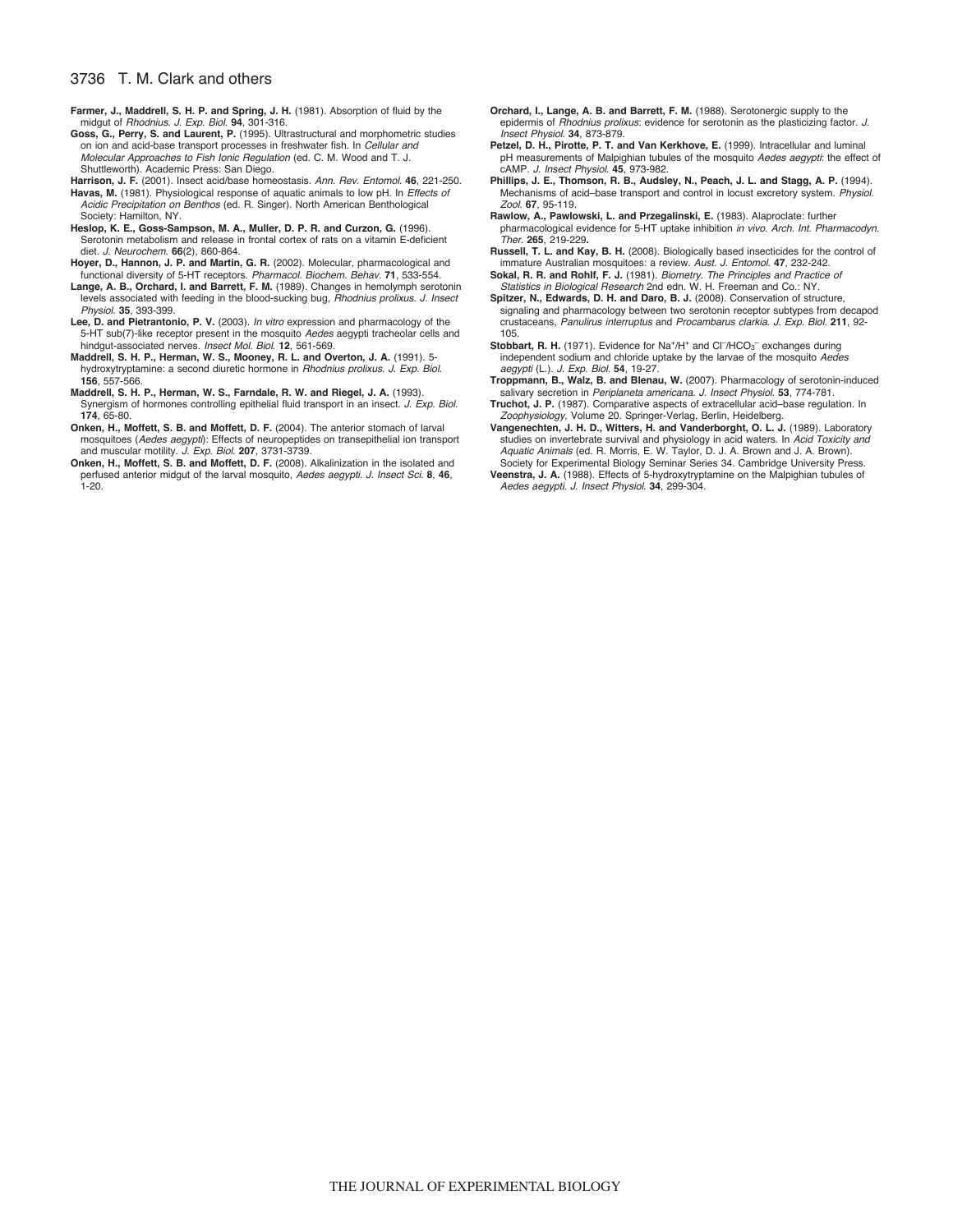**Farmer, J., Maddrell, S. H. P. and Spring, J. H.** (1981). Absorption of fluid by the midgut of *Rhodnius*. *J. Exp. Biol.* **94**, 301-316.

**Goss, G., Perry, S. and Laurent, P.** (1995). Ultrastructural and morphometric studies on ion and acid-base transport processes in freshwater fish. In *Cellular and Molecular Approaches to Fish Ionic Regulation* (ed. C. M. Wood and T. J. Shuttleworth). Academic Press: San Diego.

**Harrison, J. F.** (2001). Insect acid/base homeostasis. *Ann. Rev. Entomol.* **46**, 221-250.

**Havas, M.** (1981). Physiological response of aquatic animals to low pH. In *Effects of Acidic Precipitation on Benthos* (ed. R. Singer). North American Benthological Society: Hamilton, NY.

**Heslop, K. E., Goss-Sampson, M. A., Muller, D. P. R. and Curzon, G.** (1996). Serotonin metabolism and release in frontal cortex of rats on a vitamin E-deficient diet. *J. Neurochem.* **66**(2), 860-864.

**Hoyer, D., Hannon, J. P. and Martin, G. R.** (2002). Molecular, pharmacological and functional diversity of 5-HT receptors. *Pharmacol. Biochem. Behav.* **71**, 533-554.

**Lange, A. B., Orchard, I. and Barrett, F. M.** (1989). Changes in hemolymph serotonin levels associated with feeding in the blood-sucking bug, *Rhodnius prolixus*. *J. Insect Physiol.* **35**, 393-399.

**Lee, D. and Pietrantonio, P. V.** (2003). *In vitro* expression and pharmacology of the 5-HT sub(7)-like receptor present in the mosquito *Aedes* aegypti tracheolar cells and hindgut-associated nerves. *Insect Mol. Biol.* **12**, 561-569.

**Maddrell, S. H. P., Herman, W. S., Mooney, R. L. and Overton, J. A.** (1991). 5-hydroxytryptamine: a second diuretic hormone in *Rhodnius prolixus*. *J. Exp. Biol.* **156**, 557-566.

**Maddrell, S. H. P., Herman, W. S., Farndale, R. W. and Riegel, J. A.** (1993). Synergism of hormones controlling epithelial fluid transport in an insect. *J. Exp. Biol.* **174**, 65-80.

**Onken, H., Moffett, S. B. and Moffett, D. F.** (2004). The anterior stomach of larval mosquitoes (*Aedes aegypti*): Effects of neuropeptides on transepithelial ion transport and muscular motility. *J. Exp. Biol.* **207**, 3731-3739.

**Onken, H., Moffett, S. B. and Moffett, D. F.** (2008). Alkalinization in the isolated and perfused anterior midgut of the larval mosquito, *Aedes aegypti*. *J. Insect Sci.* **8**, **46**, 1-20.

**Orchard, I., Lange, A. B. and Barrett, F. M.** (1988). Serotonergic supply to the epidermis of *Rhodnius prolixus*: evidence for serotonin as the plasticizing factor. *J. Insect Physiol.* **34**, 873-879.

**Petzel, D. H., Pirotte, P. T. and Van Kerkhove, E.** (1999). Intracellular and luminal pH measurements of Malpighian tubules of the mosquito *Aedes aegypti*: the effect of cAMP. *J. Insect Physiol.* **45**, 973-982.

**Phillips, J. E., Thomson, R. B., Audsley, N., Peach, J. L. and Stagg, A. P.** (1994). Mechanisms of acid–base transport and control in locust excretory system. *Physiol. Zool.* **67**, 95-119.

**Rawlow, A., Pawlowski, L. and Przegalinski, E.** (1983). Alaproclate: further pharmacological evidence for 5-HT uptake inhibition *in vivo*. *Arch. Int. Pharmacodyn. Ther.* **265**, 219-229.

**Russell, T. L. and Kay, B. H.** (2008). Biologically based insecticides for the control of immature Australian mosquitoes: a review. *Aust. J. Entomol.* **47**, 232-242.

**Sokal, R. R. and Rohlf, F. J.** (1981). *Biometry. The Principles and Practice of Statistics in Biological Research* 2nd edn. W. H. Freeman and Co.: NY.

**Spitzer, N., Edwards, D. H. and Daro, B. J.** (2008). Conservation of structure, signaling and pharmacology between two serotonin receptor subtypes from decapod crustaceans, *Panulirus interruptus* and *Procambarus clarkia*. *J. Exp. Biol.* **211**, 92-105.

**Stobbart, R. H.** (1971). Evidence for $Na^+/H^+$ and $Cl^-/HCO_3^-$ exchanges during independent sodium and chloride uptake by the larvae of the mosquito *Aedes aegypti* (L.). *J. Exp. Biol.* **54**, 19-27.

**Troppmann, B., Walz, B. and Blenau, W.** (2007). Pharmacology of serotonin-induced salivary secretion in *Periplaneta americana*. *J. Insect Physiol.* **53**, 774-781.

**Truchot, J. P.** (1987). Comparative aspects of extracellular acid–base regulation. In *Zoophysiology*, Volume 20. Springer-Verlag, Berlin, Heidelberg.

**Vangenechten, J. H. D., Witters, H. and Vanderborght, O. L. J.** (1989). Laboratory studies on invertebrate survival and physiology in acid waters. In *Acid Toxicity and Aquatic Animals* (ed. R. Morris, E. W. Taylor, D. J. A. Brown and J. A. Brown). Society for Experimental Biology Seminar Series 34. Cambridge University Press.

**Veenstra, J. A.** (1988). Effects of 5-hydroxytryptamine on the Malpighian tubules of *Aedes aegypti*. *J. Insect Physiol.* **34**, 299-304.